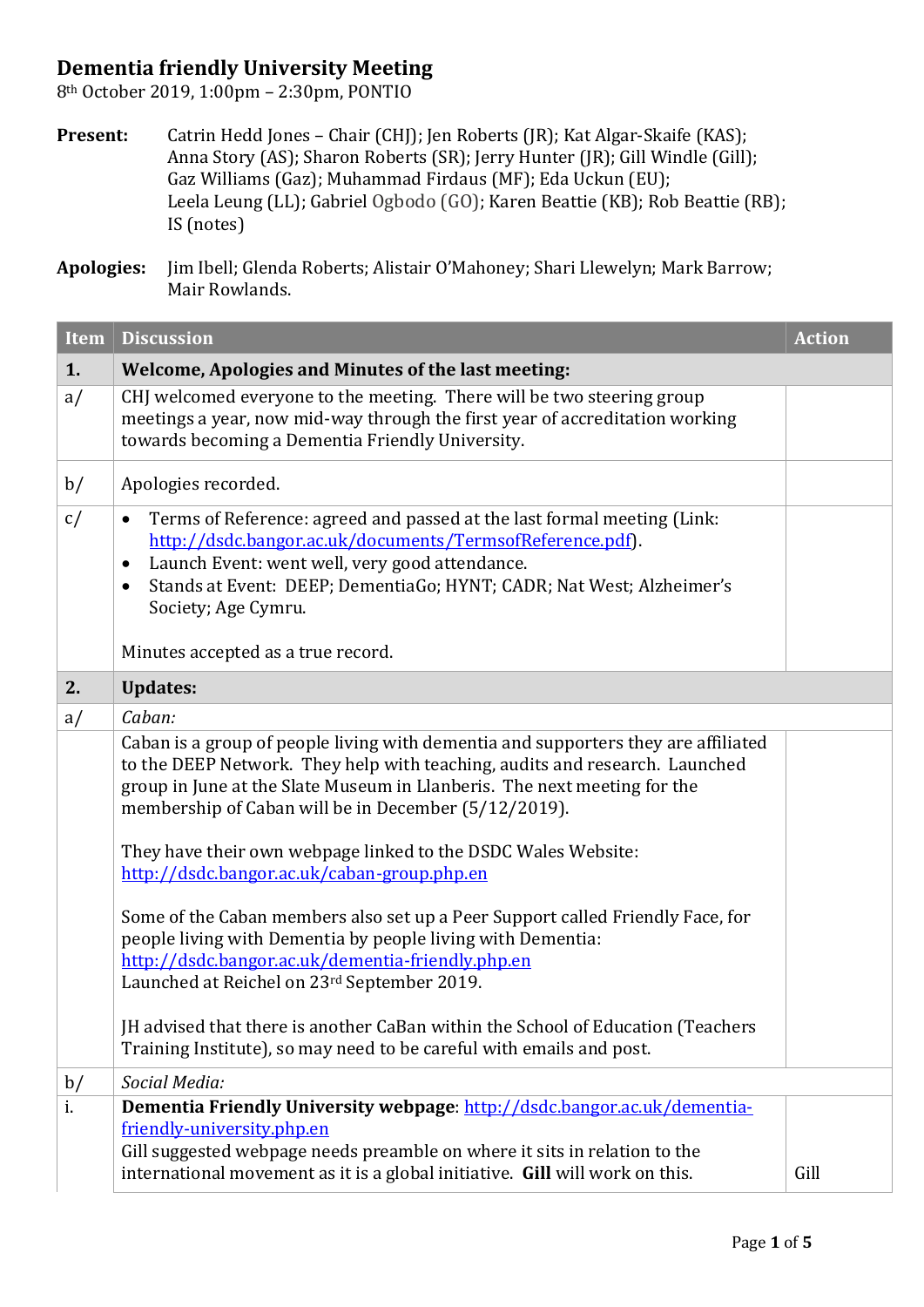# Dementia friendly University Meeting

8th October 2019, 1:00pm – 2:30pm, PONTIO

**Present:** Catrin Hedd Jones – Chair (CHJ); Jen Roberts (JR); Kat Algar-Skaife (KAS); Anna Story (AS); Sharon Roberts (SR); Jerry Hunter (JR); Gill Windle (Gill); Gaz Williams (Gaz); Muhammad Firdaus (MF); Eda Uckun (EU); Leela Leung (LL); Gabriel Ogbodo (GO); Karen Beattie (KB); Rob Beattie (RB); IS (notes)

**Apologies:** Jim Ibell; Glenda Roberts; Alistair O'Mahoney; Shari Llewelyn; Mark Barrow; Mair Rowlands.

| Item | Discussion | Action |
|---|---|---|
| **1.** | **Welcome, Apologies and Minutes of the last meeting:** | |
| a/ | CHJ welcomed everyone to the meeting. There will be two steering group meetings a year, now mid-way through the first year of accreditation working towards becoming a Dementia Friendly University. | |
| b/ | Apologies recorded. | |
| c/ | • Terms of Reference: agreed and passed at the last formal meeting (Link: http://dsdc.bangor.ac.uk/documents/TermsofReference.pdf).<br>• Launch Event: went well, very good attendance.<br>• Stands at Event: DEEP; DementiaGo; HYNT; CADR; Nat West; Alzheimer's Society; Age Cymru.<br><br>Minutes accepted as a true record. | |
| **2.** | **Updates:** | |
| a/ | *Caban:* | |
| | Caban is a group of people living with dementia and supporters they are affiliated to the DEEP Network. They help with teaching, audits and research. Launched group in June at the Slate Museum in Llanberis. The next meeting for the membership of Caban will be in December (5/12/2019).<br><br>They have their own webpage linked to the DSDC Wales Website: http://dsdc.bangor.ac.uk/caban-group.php.en<br><br>Some of the Caban members also set up a Peer Support called Friendly Face, for people living with Dementia by people living with Dementia: http://dsdc.bangor.ac.uk/dementia-friendly.php.en<br>Launched at Reichel on 23rd September 2019.<br><br>JH advised that there is another CaBan within the School of Education (Teachers Training Institute), so may need to be careful with emails and post. | |
| b/ | *Social Media:* | |
| i. | **Dementia Friendly University webpage**: http://dsdc.bangor.ac.uk/dementia-friendly-university.php.en<br>Gill suggested webpage needs preamble on where it sits in relation to the international movement as it is a global initiative. **Gill** will work on this. | Gill |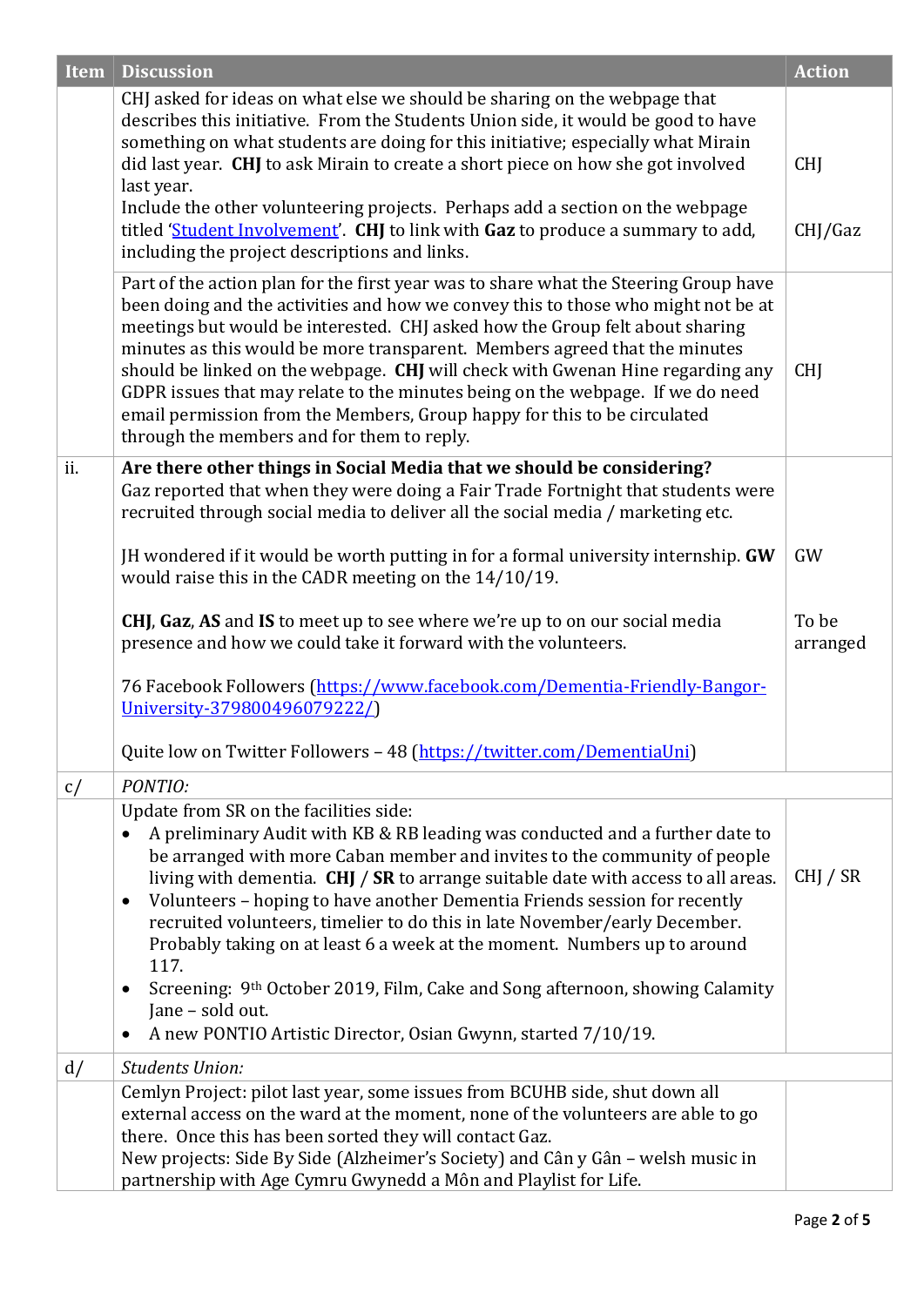| Item | Discussion | Action |
|---|---|---|
| | CHJ asked for ideas on what else we should be sharing on the webpage that describes this initiative. From the Students Union side, it would be good to have something on what students are doing for this initiative; especially what Mirain did last year. **CHJ** to ask Mirain to create a short piece on how she got involved last year.<br>Include the other volunteering projects. Perhaps add a section on the webpage titled 'Student Involvement'. **CHJ** to link with **Gaz** to produce a summary to add, including the project descriptions and links. | CHJ<br><br>CHJ/Gaz |
| | Part of the action plan for the first year was to share what the Steering Group have been doing and the activities and how we convey this to those who might not be at meetings but would be interested. CHJ asked how the Group felt about sharing minutes as this would be more transparent. Members agreed that the minutes should be linked on the webpage. **CHJ** will check with Gwenan Hine regarding any GDPR issues that may relate to the minutes being on the webpage. If we do need email permission from the Members, Group happy for this to be circulated through the members and for them to reply. | CHJ |
| ii. | **Are there other things in Social Media that we should be considering?**<br>Gaz reported that when they were doing a Fair Trade Fortnight that students were recruited through social media to deliver all the social media / marketing etc.<br><br>JH wondered if it would be worth putting in for a formal university internship. **GW** would raise this in the CADR meeting on the 14/10/19.<br><br>**CHJ**, **Gaz**, **AS** and **IS** to meet up to see where we're up to on our social media presence and how we could take it forward with the volunteers.<br><br>76 Facebook Followers (https://www.facebook.com/Dementia-Friendly-Bangor-University-379800496079222/)<br><br>Quite low on Twitter Followers – 48 (https://twitter.com/DementiaUni) | <br><br><br>GW<br><br>To be arranged |
| c/ | *PONTIO:* | |
| | Update from SR on the facilities side:<br>• A preliminary Audit with KB & RB leading was conducted and a further date to be arranged with more Caban member and invites to the community of people living with dementia. **CHJ** / **SR** to arrange suitable date with access to all areas.<br>• Volunteers – hoping to have another Dementia Friends session for recently recruited volunteers, timelier to do this in late November/early December. Probably taking on at least 6 a week at the moment. Numbers up to around 117.<br>• Screening: 9th October 2019, Film, Cake and Song afternoon, showing Calamity Jane – sold out.<br>• A new PONTIO Artistic Director, Osian Gwynn, started 7/10/19. | CHJ / SR |
| d/ | *Students Union:* | |
| | Cemlyn Project: pilot last year, some issues from BCUHB side, shut down all external access on the ward at the moment, none of the volunteers are able to go there. Once this has been sorted they will contact Gaz.<br>New projects: Side By Side (Alzheimer's Society) and Cân y Gân – welsh music in partnership with Age Cymru Gwynedd a Môn and Playlist for Life. | |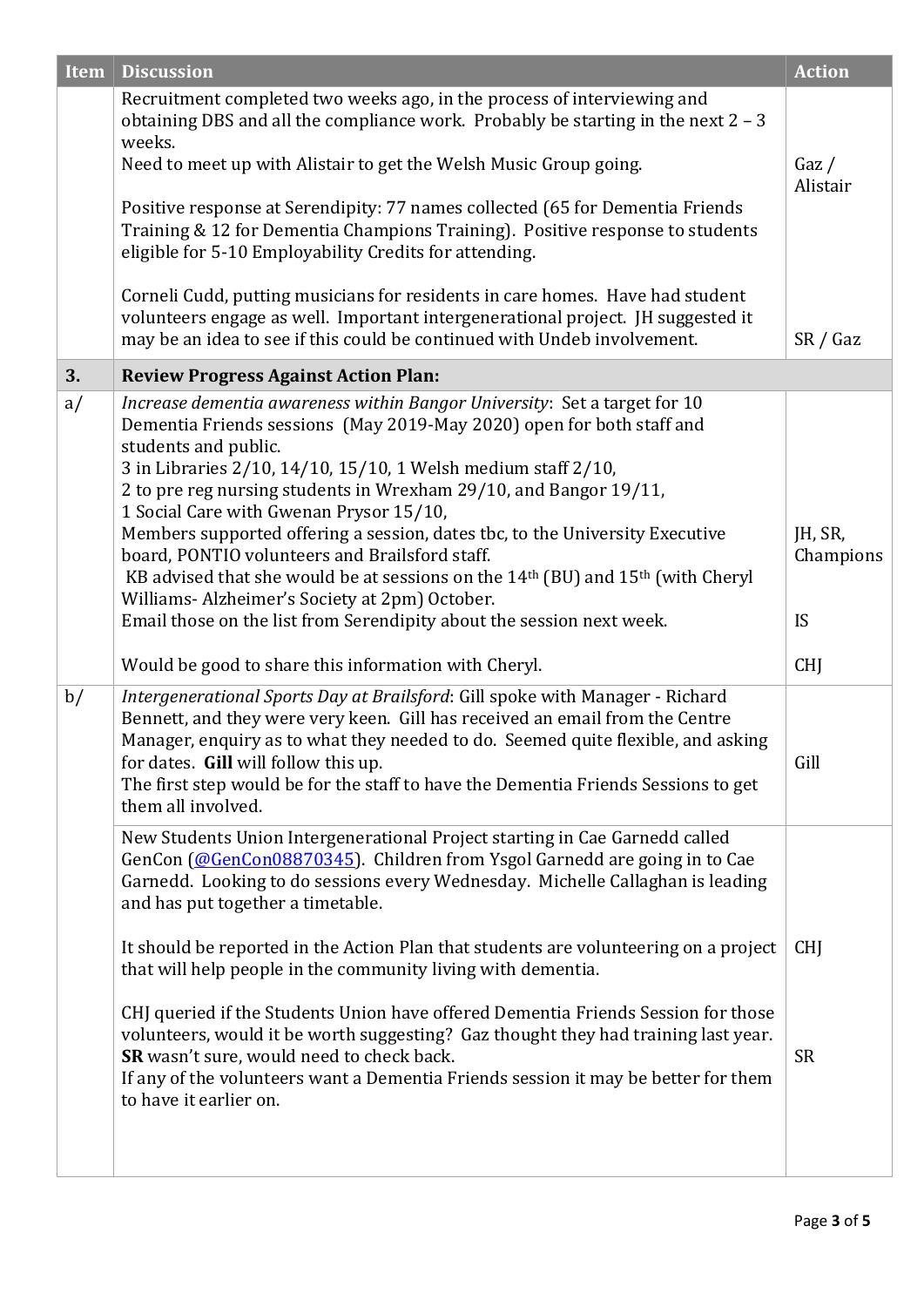| Item | Discussion | Action |
|---|---|---|
| | Recruitment completed two weeks ago, in the process of interviewing and obtaining DBS and all the compliance work. Probably be starting in the next 2 – 3 weeks.<br>Need to meet up with Alistair to get the Welsh Music Group going.<br><br>Positive response at Serendipity: 77 names collected (65 for Dementia Friends Training & 12 for Dementia Champions Training). Positive response to students eligible for 5-10 Employability Credits for attending.<br><br>Corneli Cudd, putting musicians for residents in care homes. Have had student volunteers engage as well. Important intergenerational project. JH suggested it may be an idea to see if this could be continued with Undeb involvement. | Gaz / Alistair<br><br><br><br><br><br><br>SR / Gaz |
| **3.** | **Review Progress Against Action Plan:** | |
| a/ | *Increase dementia awareness within Bangor University*: Set a target for 10 Dementia Friends sessions (May 2019-May 2020) open for both staff and students and public.<br>3 in Libraries 2/10, 14/10, 15/10, 1 Welsh medium staff 2/10,<br>2 to pre reg nursing students in Wrexham 29/10, and Bangor 19/11,<br>1 Social Care with Gwenan Prysor 15/10,<br>Members supported offering a session, dates tbc, to the University Executive board, PONTIO volunteers and Brailsford staff.<br>KB advised that she would be at sessions on the 14th (BU) and 15th (with Cheryl Williams- Alzheimer's Society at 2pm) October.<br>Email those on the list from Serendipity about the session next week.<br><br>Would be good to share this information with Cheryl. | JH, SR, Champions<br><br><br>IS<br><br>CHJ |
| b/ | *Intergenerational Sports Day at Brailsford*: Gill spoke with Manager - Richard Bennett, and they were very keen. Gill has received an email from the Centre Manager, enquiry as to what they needed to do. Seemed quite flexible, and asking for dates. **Gill** will follow this up.<br>The first step would be for the staff to have the Dementia Friends Sessions to get them all involved. | Gill |
| | New Students Union Intergenerational Project starting in Cae Garnedd called GenCon (@GenCon08870345). Children from Ysgol Garnedd are going in to Cae Garnedd. Looking to do sessions every Wednesday. Michelle Callaghan is leading and has put together a timetable.<br><br>It should be reported in the Action Plan that students are volunteering on a project that will help people in the community living with dementia.<br><br>CHJ queried if the Students Union have offered Dementia Friends Session for those volunteers, would it be worth suggesting? Gaz thought they had training last year. **SR** wasn't sure, would need to check back.<br>If any of the volunteers want a Dementia Friends session it may be better for them to have it earlier on. | <br><br><br><br>CHJ<br><br><br><br>SR |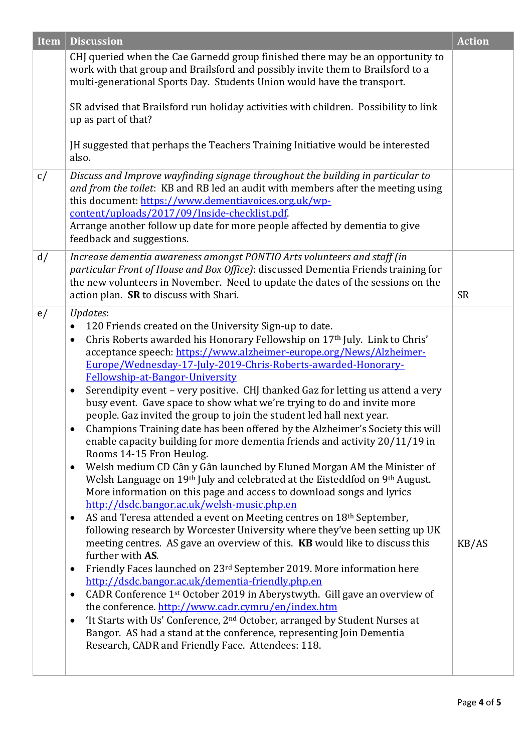| Item | Discussion | Action |
| --- | --- | --- |
| | CHJ queried when the Cae Garnedd group finished there may be an opportunity to work with that group and Brailsford and possibly invite them to Brailsford to a multi-generational Sports Day. Students Union would have the transport.<br><br>SR advised that Brailsford run holiday activities with children. Possibility to link up as part of that?<br><br>JH suggested that perhaps the Teachers Training Initiative would be interested also. | |
| c/ | *Discuss and Improve wayfinding signage throughout the building in particular to and from the toilet*: KB and RB led an audit with members after the meeting using this document: https://www.dementiavoices.org.uk/wp-content/uploads/2017/09/Inside-checklist.pdf.<br>Arrange another follow up date for more people affected by dementia to give feedback and suggestions. | |
| d/ | *Increase dementia awareness amongst PONTIO Arts volunteers and staff (in particular Front of House and Box Office)*: discussed Dementia Friends training for the new volunteers in November. Need to update the dates of the sessions on the action plan. **SR** to discuss with Shari. | SR |
| e/ | *Updates*:<br>• 120 Friends created on the University Sign-up to date.<br>• Chris Roberts awarded his Honorary Fellowship on 17th July. Link to Chris' acceptance speech: https://www.alzheimer-europe.org/News/Alzheimer-Europe/Wednesday-17-July-2019-Chris-Roberts-awarded-Honorary-Fellowship-at-Bangor-University<br>• Serendipity event – very positive. CHJ thanked Gaz for letting us attend a very busy event. Gave space to show what we're trying to do and invite more people. Gaz invited the group to join the student led hall next year.<br>• Champions Training date has been offered by the Alzheimer's Society this will enable capacity building for more dementia friends and activity 20/11/19 in Rooms 14-15 Fron Heulog.<br>• Welsh medium CD Cân y Gân launched by Eluned Morgan AM the Minister of Welsh Language on 19th July and celebrated at the Eisteddfod on 9th August. More information on this page and access to download songs and lyrics http://dsdc.bangor.ac.uk/welsh-music.php.en<br>• AS and Teresa attended a event on Meeting centres on 18th September, following research by Worcester University where they've been setting up UK meeting centres. AS gave an overview of this. **KB** would like to discuss this further with **AS**.<br>• Friendly Faces launched on 23rd September 2019. More information here http://dsdc.bangor.ac.uk/dementia-friendly.php.en<br>• CADR Conference 1st October 2019 in Aberystwyth. Gill gave an overview of the conference. http://www.cadr.cymru/en/index.htm<br>• 'It Starts with Us' Conference, 2nd October, arranged by Student Nurses at Bangor. AS had a stand at the conference, representing Join Dementia Research, CADR and Friendly Face. Attendees: 118. | KB/AS |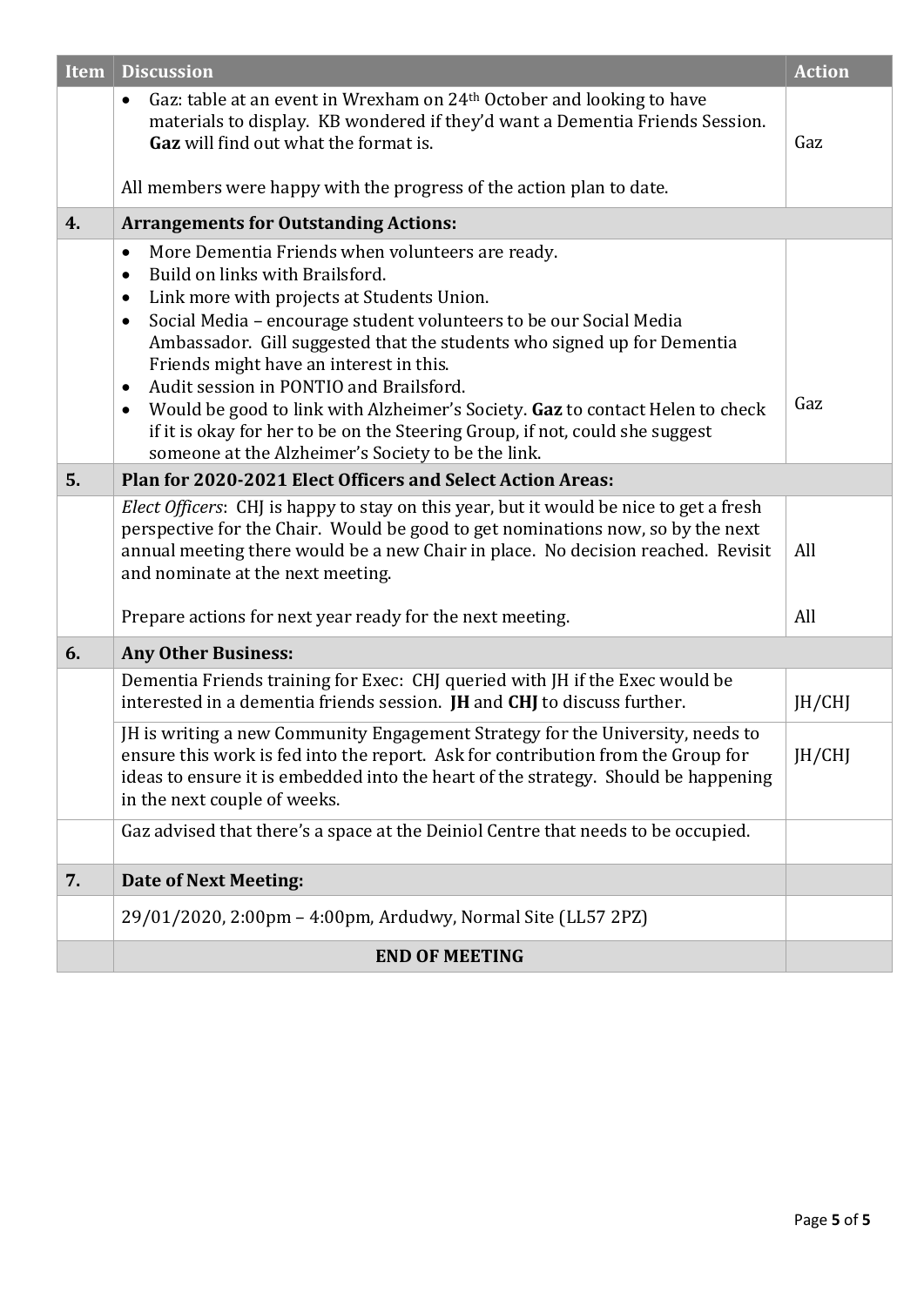| Item | Discussion | Action |
|---|---|---|
| | • Gaz: table at an event in Wrexham on 24th October and looking to have materials to display. KB wondered if they'd want a Dementia Friends Session. **Gaz** will find out what the format is.<br><br>All members were happy with the progress of the action plan to date. | Gaz |
| **4.** | **Arrangements for Outstanding Actions:** | |
| | • More Dementia Friends when volunteers are ready.<br>• Build on links with Brailsford.<br>• Link more with projects at Students Union.<br>• Social Media – encourage student volunteers to be our Social Media Ambassador. Gill suggested that the students who signed up for Dementia Friends might have an interest in this.<br>• Audit session in PONTIO and Brailsford.<br>• Would be good to link with Alzheimer's Society. **Gaz** to contact Helen to check if it is okay for her to be on the Steering Group, if not, could she suggest someone at the Alzheimer's Society to be the link. | Gaz |
| **5.** | **Plan for 2020-2021 Elect Officers and Select Action Areas:** | |
| | *Elect Officers*: CHJ is happy to stay on this year, but it would be nice to get a fresh perspective for the Chair. Would be good to get nominations now, so by the next annual meeting there would be a new Chair in place. No decision reached. Revisit and nominate at the next meeting.<br><br>Prepare actions for next year ready for the next meeting. | All<br><br>All |
| **6.** | **Any Other Business:** | |
| | Dementia Friends training for Exec: CHJ queried with JH if the Exec would be interested in a dementia friends session. **JH** and **CHJ** to discuss further. | JH/CHJ |
| | JH is writing a new Community Engagement Strategy for the University, needs to ensure this work is fed into the report. Ask for contribution from the Group for ideas to ensure it is embedded into the heart of the strategy. Should be happening in the next couple of weeks. | JH/CHJ |
| | Gaz advised that there's a space at the Deiniol Centre that needs to be occupied. | |
| **7.** | **Date of Next Meeting:** | |
| | 29/01/2020, 2:00pm – 4:00pm, Ardudwy, Normal Site (LL57 2PZ) | |
| | **END OF MEETING** | |